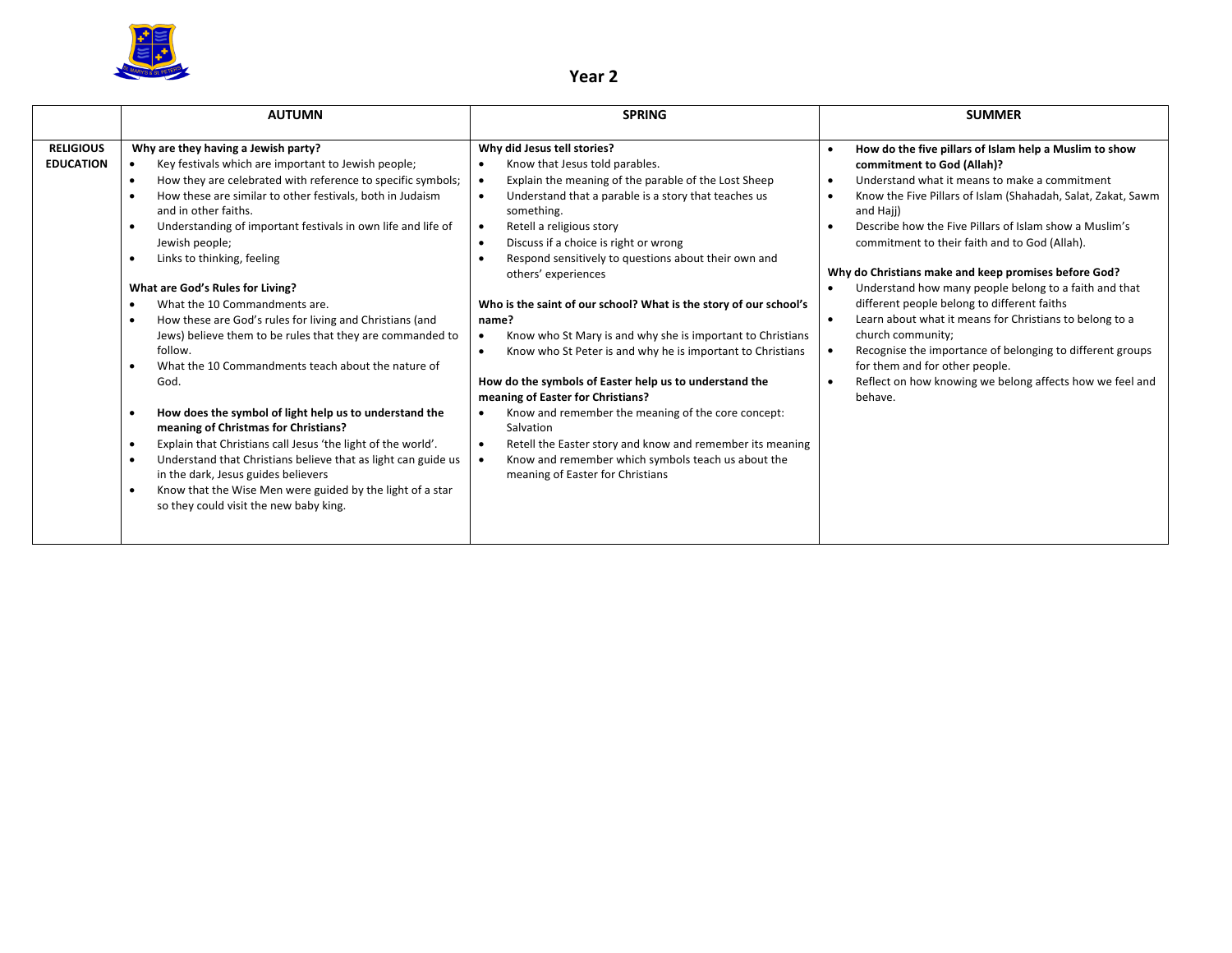# Year 2

| | AUTUMN | SPRING | SUMMER |
|---|---|---|---|
| **RELIGIOUS EDUCATION** | **Why are they having a Jewish party?**<br>• Key festivals which are important to Jewish people;<br>• How they are celebrated with reference to specific symbols;<br>• How these are similar to other festivals, both in Judaism and in other faiths.<br>• Understanding of important festivals in own life and life of Jewish people;<br>• Links to thinking, feeling<br><br>**What are God's Rules for Living?**<br>• What the 10 Commandments are.<br>• How these are God's rules for living and Christians (and Jews) believe them to be rules that they are commanded to follow.<br>• What the 10 Commandments teach about the nature of God.<br><br>• **How does the symbol of light help us to understand the meaning of Christmas for Christians?**<br>• Explain that Christians call Jesus 'the light of the world'.<br>• Understand that Christians believe that as light can guide us in the dark, Jesus guides believers<br>• Know that the Wise Men were guided by the light of a star so they could visit the new baby king. | **Why did Jesus tell stories?**<br>• Know that Jesus told parables.<br>• Explain the meaning of the parable of the Lost Sheep<br>• Understand that a parable is a story that teaches us something.<br>• Retell a religious story<br>• Discuss if a choice is right or wrong<br>• Respond sensitively to questions about their own and others' experiences<br><br>**Who is the saint of our school? What is the story of our school's name?**<br>• Know who St Mary is and why she is important to Christians<br>• Know who St Peter is and why he is important to Christians<br><br>**How do the symbols of Easter help us to understand the meaning of Easter for Christians?**<br>• Know and remember the meaning of the core concept: Salvation<br>• Retell the Easter story and know and remember its meaning<br>• Know and remember which symbols teach us about the meaning of Easter for Christians | • **How do the five pillars of Islam help a Muslim to show commitment to God (Allah)?**<br>• Understand what it means to make a commitment<br>• Know the Five Pillars of Islam (Shahadah, Salat, Zakat, Sawm and Hajj)<br>• Describe how the Five Pillars of Islam show a Muslim's commitment to their faith and to God (Allah).<br><br>**Why do Christians make and keep promises before God?**<br>• Understand how many people belong to a faith and that different people belong to different faiths<br>• Learn about what it means for Christians to belong to a church community;<br>• Recognise the importance of belonging to different groups for them and for other people.<br>• Reflect on how knowing we belong affects how we feel and behave. |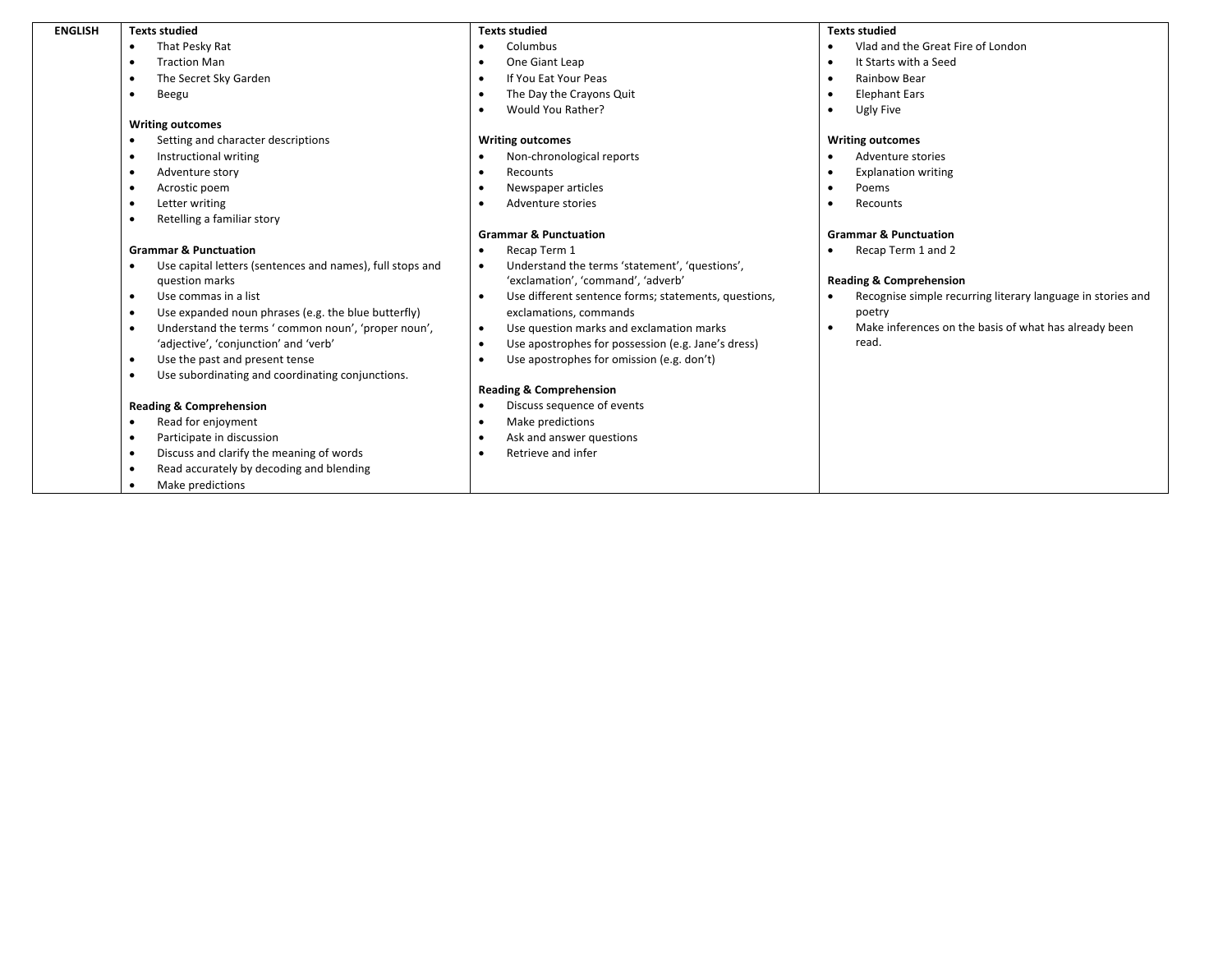| ENGLISH | Term 1 | Term 2 | Term 3 |
|---|---|---|---|
| | **Texts studied**<br>• That Pesky Rat<br>• Traction Man<br>• The Secret Sky Garden<br>• Beegu<br><br>**Writing outcomes**<br>• Setting and character descriptions<br>• Instructional writing<br>• Adventure story<br>• Acrostic poem<br>• Letter writing<br>• Retelling a familiar story<br><br>**Grammar & Punctuation**<br>• Use capital letters (sentences and names), full stops and question marks<br>• Use commas in a list<br>• Use expanded noun phrases (e.g. the blue butterfly)<br>• Understand the terms ' common noun', 'proper noun', 'adjective', 'conjunction' and 'verb'<br>• Use the past and present tense<br>• Use subordinating and coordinating conjunctions.<br><br>**Reading & Comprehension**<br>• Read for enjoyment<br>• Participate in discussion<br>• Discuss and clarify the meaning of words<br>• Read accurately by decoding and blending<br>• Make predictions | **Texts studied**<br>• Columbus<br>• One Giant Leap<br>• If You Eat Your Peas<br>• The Day the Crayons Quit<br>• Would You Rather?<br><br>**Writing outcomes**<br>• Non-chronological reports<br>• Recounts<br>• Newspaper articles<br>• Adventure stories<br><br>**Grammar & Punctuation**<br>• Recap Term 1<br>• Understand the terms 'statement', 'questions', 'exclamation', 'command', 'adverb'<br>• Use different sentence forms; statements, questions, exclamations, commands<br>• Use question marks and exclamation marks<br>• Use apostrophes for possession (e.g. Jane's dress)<br>• Use apostrophes for omission (e.g. don't)<br><br>**Reading & Comprehension**<br>• Discuss sequence of events<br>• Make predictions<br>• Ask and answer questions<br>• Retrieve and infer | **Texts studied**<br>• Vlad and the Great Fire of London<br>• It Starts with a Seed<br>• Rainbow Bear<br>• Elephant Ears<br>• Ugly Five<br><br>**Writing outcomes**<br>• Adventure stories<br>• Explanation writing<br>• Poems<br>• Recounts<br><br>**Grammar & Punctuation**<br>• Recap Term 1 and 2<br><br>**Reading & Comprehension**<br>• Recognise simple recurring literary language in stories and poetry<br>• Make inferences on the basis of what has already been read. |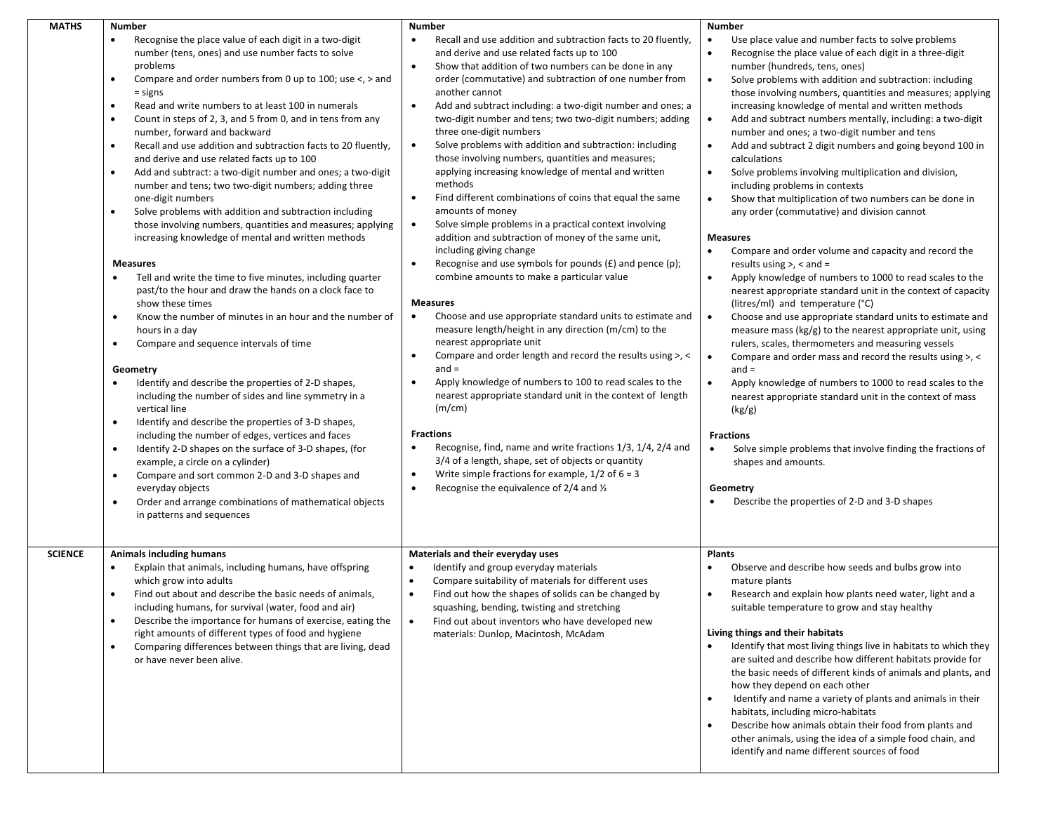| | | | |
|---|---|---|---|
| **MATHS** | **Number**<br>• Recognise the place value of each digit in a two-digit number (tens, ones) and use number facts to solve problems<br>• Compare and order numbers from 0 up to 100; use <, > and = signs<br>• Read and write numbers to at least 100 in numerals<br>• Count in steps of 2, 3, and 5 from 0, and in tens from any number, forward and backward<br>• Recall and use addition and subtraction facts to 20 fluently, and derive and use related facts up to 100<br>• Add and subtract: a two-digit number and ones; a two-digit number and tens; two two-digit numbers; adding three one-digit numbers<br>• Solve problems with addition and subtraction including those involving numbers, quantities and measures; applying increasing knowledge of mental and written methods<br><br>**Measures**<br>• Tell and write the time to five minutes, including quarter past/to the hour and draw the hands on a clock face to show these times<br>• Know the number of minutes in an hour and the number of hours in a day<br>• Compare and sequence intervals of time<br><br>**Geometry**<br>• Identify and describe the properties of 2-D shapes, including the number of sides and line symmetry in a vertical line<br>• Identify and describe the properties of 3-D shapes, including the number of edges, vertices and faces<br>• Identify 2-D shapes on the surface of 3-D shapes, (for example, a circle on a cylinder)<br>• Compare and sort common 2-D and 3-D shapes and everyday objects<br>• Order and arrange combinations of mathematical objects in patterns and sequences | **Number**<br>• Recall and use addition and subtraction facts to 20 fluently, and derive and use related facts up to 100<br>• Show that addition of two numbers can be done in any order (commutative) and subtraction of one number from another cannot<br>• Add and subtract including: a two-digit number and ones; a two-digit number and tens; two two-digit numbers; adding three one-digit numbers<br>• Solve problems with addition and subtraction: including those involving numbers, quantities and measures; applying increasing knowledge of mental and written methods<br>• Find different combinations of coins that equal the same amounts of money<br>• Solve simple problems in a practical context involving addition and subtraction of money of the same unit, including giving change<br>• Recognise and use symbols for pounds (£) and pence (p); combine amounts to make a particular value<br><br>**Measures**<br>• Choose and use appropriate standard units to estimate and measure length/height in any direction (m/cm) to the nearest appropriate unit<br>• Compare and order length and record the results using >, < and =<br>• Apply knowledge of numbers to 100 to read scales to the nearest appropriate standard unit in the context of length (m/cm)<br><br>**Fractions**<br>• Recognise, find, name and write fractions 1/3, 1/4, 2/4 and 3/4 of a length, shape, set of objects or quantity<br>• Write simple fractions for example, 1/2 of 6 = 3<br>• Recognise the equivalence of 2/4 and ½ | **Number**<br>• Use place value and number facts to solve problems<br>• Recognise the place value of each digit in a three-digit number (hundreds, tens, ones)<br>• Solve problems with addition and subtraction: including those involving numbers, quantities and measures; applying increasing knowledge of mental and written methods<br>• Add and subtract numbers mentally, including: a two-digit number and ones; a two-digit number and tens<br>• Add and subtract 2 digit numbers and going beyond 100 in calculations<br>• Solve problems involving multiplication and division, including problems in contexts<br>• Show that multiplication of two numbers can be done in any order (commutative) and division cannot<br><br>**Measures**<br>• Compare and order volume and capacity and record the results using >, < and =<br>• Apply knowledge of numbers to 1000 to read scales to the nearest appropriate standard unit in the context of capacity (litres/ml) and temperature (°C)<br>• Choose and use appropriate standard units to estimate and measure mass (kg/g) to the nearest appropriate unit, using rulers, scales, thermometers and measuring vessels<br>• Compare and order mass and record the results using >, < and =<br>• Apply knowledge of numbers to 1000 to read scales to the nearest appropriate standard unit in the context of mass (kg/g)<br><br>**Fractions**<br>• Solve simple problems that involve finding the fractions of shapes and amounts.<br><br>**Geometry**<br>• Describe the properties of 2-D and 3-D shapes |
| **SCIENCE** | **Animals including humans**<br>• Explain that animals, including humans, have offspring which grow into adults<br>• Find out about and describe the basic needs of animals, including humans, for survival (water, food and air)<br>• Describe the importance for humans of exercise, eating the right amounts of different types of food and hygiene<br>• Comparing differences between things that are living, dead or have never been alive. | **Materials and their everyday uses**<br>• Identify and group everyday materials<br>• Compare suitability of materials for different uses<br>• Find out how the shapes of solids can be changed by squashing, bending, twisting and stretching<br>• Find out about inventors who have developed new materials: Dunlop, Macintosh, McAdam | **Plants**<br>• Observe and describe how seeds and bulbs grow into mature plants<br>• Research and explain how plants need water, light and a suitable temperature to grow and stay healthy<br><br>**Living things and their habitats**<br>• Identify that most living things live in habitats to which they are suited and describe how different habitats provide for the basic needs of different kinds of animals and plants, and how they depend on each other<br>• Identify and name a variety of plants and animals in their habitats, including micro-habitats<br>• Describe how animals obtain their food from plants and other animals, using the idea of a simple food chain, and identify and name different sources of food |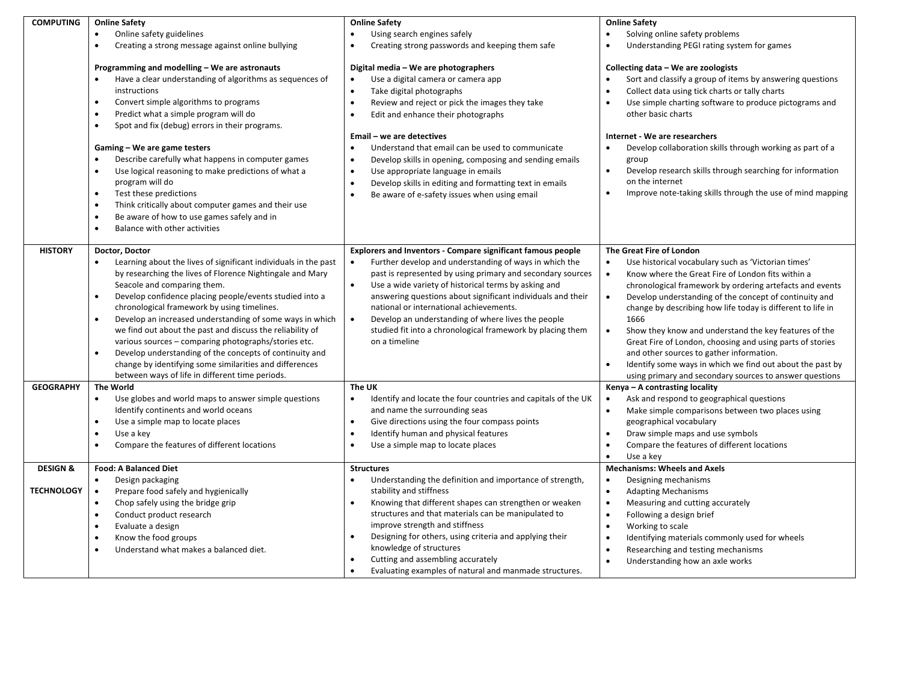| | | | |
|---|---|---|---|
| **COMPUTING** | **Online Safety**<br>• Online safety guidelines<br>• Creating a strong message against online bullying<br><br>**Programming and modelling – We are astronauts**<br>• Have a clear understanding of algorithms as sequences of instructions<br>• Convert simple algorithms to programs<br>• Predict what a simple program will do<br>• Spot and fix (debug) errors in their programs.<br><br>**Gaming – We are game testers**<br>• Describe carefully what happens in computer games<br>• Use logical reasoning to make predictions of what a program will do<br>• Test these predictions<br>• Think critically about computer games and their use<br>• Be aware of how to use games safely and in<br>• Balance with other activities | **Online Safety**<br>• Using search engines safely<br>• Creating strong passwords and keeping them safe<br><br>**Digital media – We are photographers**<br>• Use a digital camera or camera app<br>• Take digital photographs<br>• Review and reject or pick the images they take<br>• Edit and enhance their photographs<br><br>**Email – we are detectives**<br>• Understand that email can be used to communicate<br>• Develop skills in opening, composing and sending emails<br>• Use appropriate language in emails<br>• Develop skills in editing and formatting text in emails<br>• Be aware of e-safety issues when using email | **Online Safety**<br>• Solving online safety problems<br>• Understanding PEGI rating system for games<br><br>**Collecting data – We are zoologists**<br>• Sort and classify a group of items by answering questions<br>• Collect data using tick charts or tally charts<br>• Use simple charting software to produce pictograms and other basic charts<br><br>**Internet - We are researchers**<br>• Develop collaboration skills through working as part of a group<br>• Develop research skills through searching for information on the internet<br>• Improve note-taking skills through the use of mind mapping |
| **HISTORY** | **Doctor, Doctor**<br>• Learning about the lives of significant individuals in the past by researching the lives of Florence Nightingale and Mary Seacole and comparing them.<br>• Develop confidence placing people/events studied into a chronological framework by using timelines.<br>• Develop an increased understanding of some ways in which we find out about the past and discuss the reliability of various sources – comparing photographs/stories etc.<br>• Develop understanding of the concepts of continuity and change by identifying some similarities and differences between ways of life in different time periods. | **Explorers and Inventors - Compare significant famous people**<br>• Further develop and understanding of ways in which the past is represented by using primary and secondary sources<br>• Use a wide variety of historical terms by asking and answering questions about significant individuals and their national or international achievements.<br>• Develop an understanding of where lives the people studied fit into a chronological framework by placing them on a timeline | **The Great Fire of London**<br>• Use historical vocabulary such as 'Victorian times'<br>• Know where the Great Fire of London fits within a chronological framework by ordering artefacts and events<br>• Develop understanding of the concept of continuity and change by describing how life today is different to life in 1666<br>• Show they know and understand the key features of the Great Fire of London, choosing and using parts of stories and other sources to gather information.<br>• Identify some ways in which we find out about the past by using primary and secondary sources to answer questions |
| **GEOGRAPHY** | **The World**<br>• Use globes and world maps to answer simple questions Identify continents and world oceans<br>• Use a simple map to locate places<br>• Use a key<br>• Compare the features of different locations | **The UK**<br>• Identify and locate the four countries and capitals of the UK and name the surrounding seas<br>• Give directions using the four compass points<br>• Identify human and physical features<br>• Use a simple map to locate places | **Kenya – A contrasting locality**<br>• Ask and respond to geographical questions<br>• Make simple comparisons between two places using geographical vocabulary<br>• Draw simple maps and use symbols<br>• Compare the features of different locations<br>• Use a key |
| **DESIGN & TECHNOLOGY** | **Food: A Balanced Diet**<br>• Design packaging<br>• Prepare food safely and hygienically<br>• Chop safely using the bridge grip<br>• Conduct product research<br>• Evaluate a design<br>• Know the food groups<br>• Understand what makes a balanced diet. | **Structures**<br>• Understanding the definition and importance of strength, stability and stiffness<br>• Knowing that different shapes can strengthen or weaken structures and that materials can be manipulated to improve strength and stiffness<br>• Designing for others, using criteria and applying their knowledge of structures<br>• Cutting and assembling accurately<br>• Evaluating examples of natural and manmade structures. | **Mechanisms: Wheels and Axels**<br>• Designing mechanisms<br>• Adapting Mechanisms<br>• Measuring and cutting accurately<br>• Following a design brief<br>• Working to scale<br>• Identifying materials commonly used for wheels<br>• Researching and testing mechanisms<br>• Understanding how an axle works |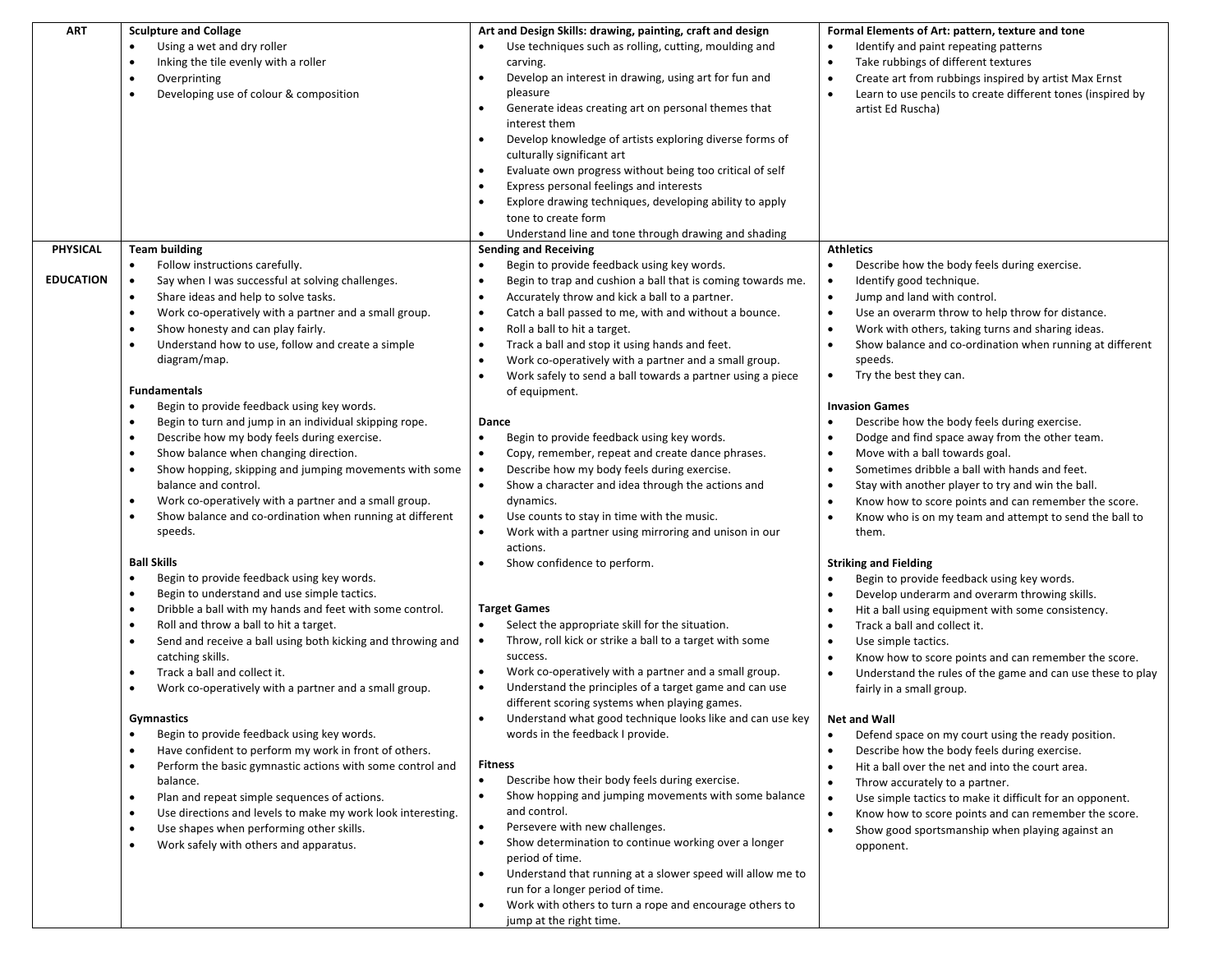| | | | |
|---|---|---|---|
| **ART** | **Sculpture and Collage**<br>• Using a wet and dry roller<br>• Inking the tile evenly with a roller<br>• Overprinting<br>• Developing use of colour & composition | **Art and Design Skills: drawing, painting, craft and design**<br>• Use techniques such as rolling, cutting, moulding and carving.<br>• Develop an interest in drawing, using art for fun and pleasure<br>• Generate ideas creating art on personal themes that interest them<br>• Develop knowledge of artists exploring diverse forms of culturally significant art<br>• Evaluate own progress without being too critical of self<br>• Express personal feelings and interests<br>• Explore drawing techniques, developing ability to apply tone to create form<br>• Understand line and tone through drawing and shading | **Formal Elements of Art: pattern, texture and tone**<br>• Identify and paint repeating patterns<br>• Take rubbings of different textures<br>• Create art from rubbings inspired by artist Max Ernst<br>• Learn to use pencils to create different tones (inspired by artist Ed Ruscha) |
| **PHYSICAL EDUCATION** | **Team building**<br>• Follow instructions carefully.<br>• Say when I was successful at solving challenges.<br>• Share ideas and help to solve tasks.<br>• Work co-operatively with a partner and a small group.<br>• Show honesty and can play fairly.<br>• Understand how to use, follow and create a simple diagram/map.<br><br>**Fundamentals**<br>• Begin to provide feedback using key words.<br>• Begin to turn and jump in an individual skipping rope.<br>• Describe how my body feels during exercise.<br>• Show balance when changing direction.<br>• Show hopping, skipping and jumping movements with some balance and control.<br>• Work co-operatively with a partner and a small group.<br>• Show balance and co-ordination when running at different speeds.<br><br>**Ball Skills**<br>• Begin to provide feedback using key words.<br>• Begin to understand and use simple tactics.<br>• Dribble a ball with my hands and feet with some control.<br>• Roll and throw a ball to hit a target.<br>• Send and receive a ball using both kicking and throwing and catching skills.<br>• Track a ball and collect it.<br>• Work co-operatively with a partner and a small group.<br><br>**Gymnastics**<br>• Begin to provide feedback using key words.<br>• Have confident to perform my work in front of others.<br>• Perform the basic gymnastic actions with some control and balance.<br>• Plan and repeat simple sequences of actions.<br>• Use directions and levels to make my work look interesting.<br>• Use shapes when performing other skills.<br>• Work safely with others and apparatus. | **Sending and Receiving**<br>• Begin to provide feedback using key words.<br>• Begin to trap and cushion a ball that is coming towards me.<br>• Accurately throw and kick a ball to a partner.<br>• Catch a ball passed to me, with and without a bounce.<br>• Roll a ball to hit a target.<br>• Track a ball and stop it using hands and feet.<br>• Work co-operatively with a partner and a small group.<br>• Work safely to send a ball towards a partner using a piece of equipment.<br><br>**Dance**<br>• Begin to provide feedback using key words.<br>• Copy, remember, repeat and create dance phrases.<br>• Describe how my body feels during exercise.<br>• Show a character and idea through the actions and dynamics.<br>• Use counts to stay in time with the music.<br>• Work with a partner using mirroring and unison in our actions.<br>• Show confidence to perform.<br><br>**Target Games**<br>• Select the appropriate skill for the situation.<br>• Throw, roll kick or strike a ball to a target with some success.<br>• Work co-operatively with a partner and a small group.<br>• Understand the principles of a target game and can use different scoring systems when playing games.<br>• Understand what good technique looks like and can use key words in the feedback I provide.<br><br>**Fitness**<br>• Describe how their body feels during exercise.<br>• Show hopping and jumping movements with some balance and control.<br>• Persevere with new challenges.<br>• Show determination to continue working over a longer period of time.<br>• Understand that running at a slower speed will allow me to run for a longer period of time.<br>• Work with others to turn a rope and encourage others to jump at the right time. | **Athletics**<br>• Describe how the body feels during exercise.<br>• Identify good technique.<br>• Jump and land with control.<br>• Use an overarm throw to help throw for distance.<br>• Work with others, taking turns and sharing ideas.<br>• Show balance and co-ordination when running at different speeds.<br>• Try the best they can.<br><br>**Invasion Games**<br>• Describe how the body feels during exercise.<br>• Dodge and find space away from the other team.<br>• Move with a ball towards goal.<br>• Sometimes dribble a ball with hands and feet.<br>• Stay with another player to try and win the ball.<br>• Know how to score points and can remember the score.<br>• Know who is on my team and attempt to send the ball to them.<br><br>**Striking and Fielding**<br>• Begin to provide feedback using key words.<br>• Develop underarm and overarm throwing skills.<br>• Hit a ball using equipment with some consistency.<br>• Track a ball and collect it.<br>• Use simple tactics.<br>• Know how to score points and can remember the score.<br>• Understand the rules of the game and can use these to play fairly in a small group.<br><br>**Net and Wall**<br>• Defend space on my court using the ready position.<br>• Describe how the body feels during exercise.<br>• Hit a ball over the net and into the court area.<br>• Throw accurately to a partner.<br>• Use simple tactics to make it difficult for an opponent.<br>• Know how to score points and can remember the score.<br>• Show good sportsmanship when playing against an opponent. |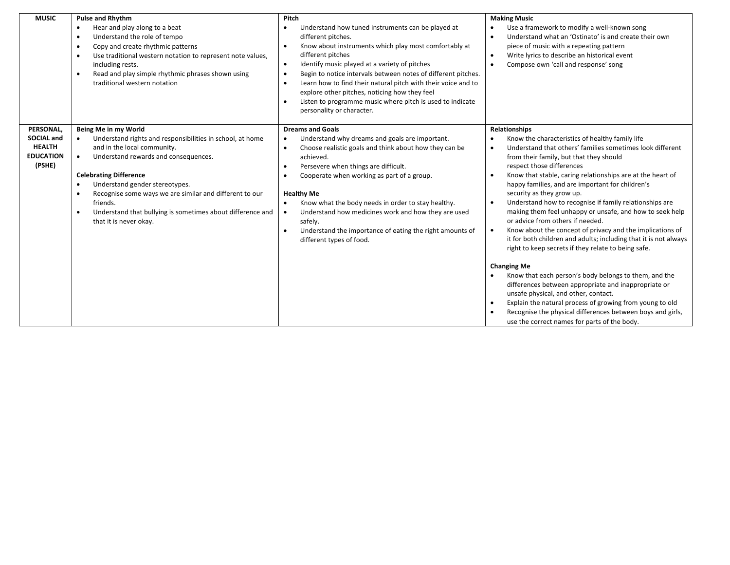| | | | |
|---|---|---|---|
| **MUSIC** | **Pulse and Rhythm**<br>• Hear and play along to a beat<br>• Understand the role of tempo<br>• Copy and create rhythmic patterns<br>• Use traditional western notation to represent note values, including rests.<br>• Read and play simple rhythmic phrases shown using traditional western notation | **Pitch**<br>• Understand how tuned instruments can be played at different pitches.<br>• Know about instruments which play most comfortably at different pitches<br>• Identify music played at a variety of pitches<br>• Begin to notice intervals between notes of different pitches.<br>• Learn how to find their natural pitch with their voice and to explore other pitches, noticing how they feel<br>• Listen to programme music where pitch is used to indicate personality or character. | **Making Music**<br>• Use a framework to modify a well-known song<br>• Understand what an 'Ostinato' is and create their own piece of music with a repeating pattern<br>• Write lyrics to describe an historical event<br>• Compose own 'call and response' song |
| **PERSONAL, SOCIAL and HEALTH EDUCATION (PSHE)** | **Being Me in my World**<br>• Understand rights and responsibilities in school, at home and in the local community.<br>• Understand rewards and consequences.<br><br>**Celebrating Difference**<br>• Understand gender stereotypes.<br>• Recognise some ways we are similar and different to our friends.<br>• Understand that bullying is sometimes about difference and that it is never okay. | **Dreams and Goals**<br>• Understand why dreams and goals are important.<br>• Choose realistic goals and think about how they can be achieved.<br>• Persevere when things are difficult.<br>• Cooperate when working as part of a group.<br><br>**Healthy Me**<br>• Know what the body needs in order to stay healthy.<br>• Understand how medicines work and how they are used safely.<br>• Understand the importance of eating the right amounts of different types of food. | **Relationships**<br>• Know the characteristics of healthy family life<br>• Understand that others' families sometimes look different from their family, but that they should respect those differences<br>• Know that stable, caring relationships are at the heart of happy families, and are important for children's security as they grow up.<br>• Understand how to recognise if family relationships are making them feel unhappy or unsafe, and how to seek help or advice from others if needed.<br>• Know about the concept of privacy and the implications of it for both children and adults; including that it is not always right to keep secrets if they relate to being safe.<br><br>**Changing Me**<br>• Know that each person's body belongs to them, and the differences between appropriate and inappropriate or unsafe physical, and other, contact.<br>• Explain the natural process of growing from young to old<br>• Recognise the physical differences between boys and girls, use the correct names for parts of the body. |